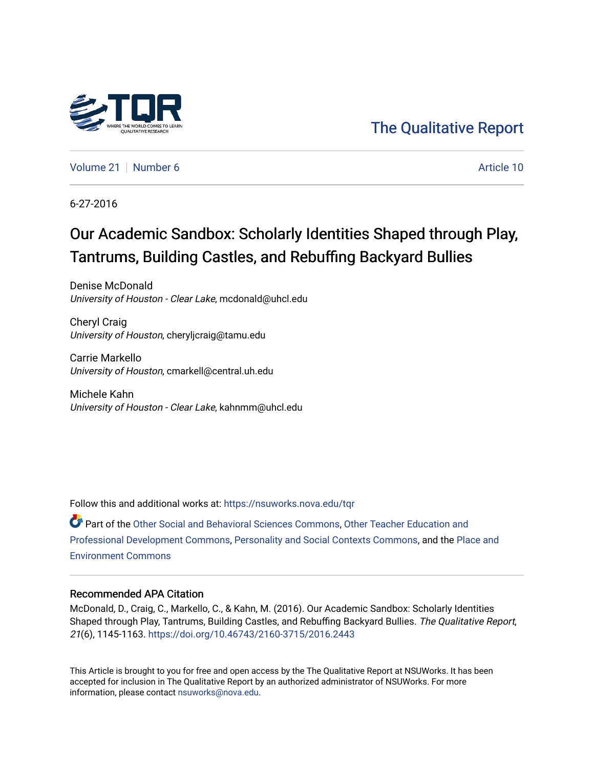The Qualitative Report

Volume 21 | Number 6 | Article 10

6-27-2016

# Our Academic Sandbox: Scholarly Identities Shaped through Play, Tantrums, Building Castles, and Rebuffing Backyard Bullies

Denise McDonald
*University of Houston - Clear Lake*, mcdonald@uhcl.edu

Cheryl Craig
*University of Houston*, cheryljcraig@tamu.edu

Carrie Markello
*University of Houston*, cmarkell@central.uh.edu

Michele Kahn
*University of Houston - Clear Lake*, kahnmm@uhcl.edu

Follow this and additional works at: https://nsuworks.nova.edu/tqr

Part of the Other Social and Behavioral Sciences Commons, Other Teacher Education and Professional Development Commons, Personality and Social Contexts Commons, and the Place and Environment Commons

## Recommended APA Citation

McDonald, D., Craig, C., Markello, C., & Kahn, M. (2016). Our Academic Sandbox: Scholarly Identities Shaped through Play, Tantrums, Building Castles, and Rebuffing Backyard Bullies. *The Qualitative Report*, *21*(6), 1145-1163. https://doi.org/10.46743/2160-3715/2016.2443

This Article is brought to you for free and open access by the The Qualitative Report at NSUWorks. It has been accepted for inclusion in The Qualitative Report by an authorized administrator of NSUWorks. For more information, please contact nsuworks@nova.edu.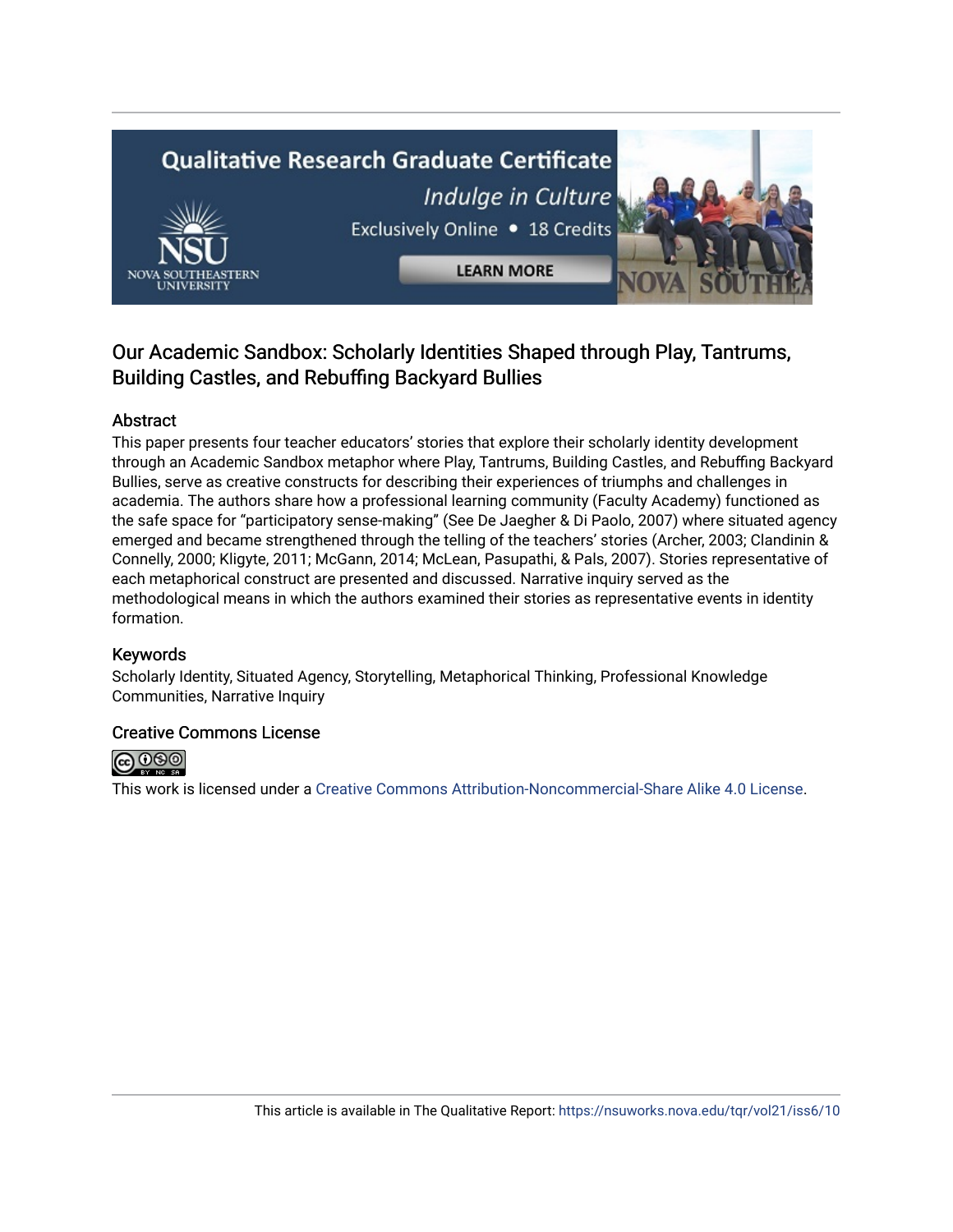## Our Academic Sandbox: Scholarly Identities Shaped through Play, Tantrums, Building Castles, and Rebuffing Backyard Bullies

### Abstract

This paper presents four teacher educators' stories that explore their scholarly identity development through an Academic Sandbox metaphor where Play, Tantrums, Building Castles, and Rebuffing Backyard Bullies, serve as creative constructs for describing their experiences of triumphs and challenges in academia. The authors share how a professional learning community (Faculty Academy) functioned as the safe space for "participatory sense-making" (See De Jaegher & Di Paolo, 2007) where situated agency emerged and became strengthened through the telling of the teachers' stories (Archer, 2003; Clandinin & Connelly, 2000; Kligyte, 2011; McGann, 2014; McLean, Pasupathi, & Pals, 2007). Stories representative of each metaphorical construct are presented and discussed. Narrative inquiry served as the methodological means in which the authors examined their stories as representative events in identity formation.

### Keywords

Scholarly Identity, Situated Agency, Storytelling, Metaphorical Thinking, Professional Knowledge Communities, Narrative Inquiry

### Creative Commons License

This work is licensed under a Creative Commons Attribution-Noncommercial-Share Alike 4.0 License.

This article is available in The Qualitative Report: https://nsuworks.nova.edu/tqr/vol21/iss6/10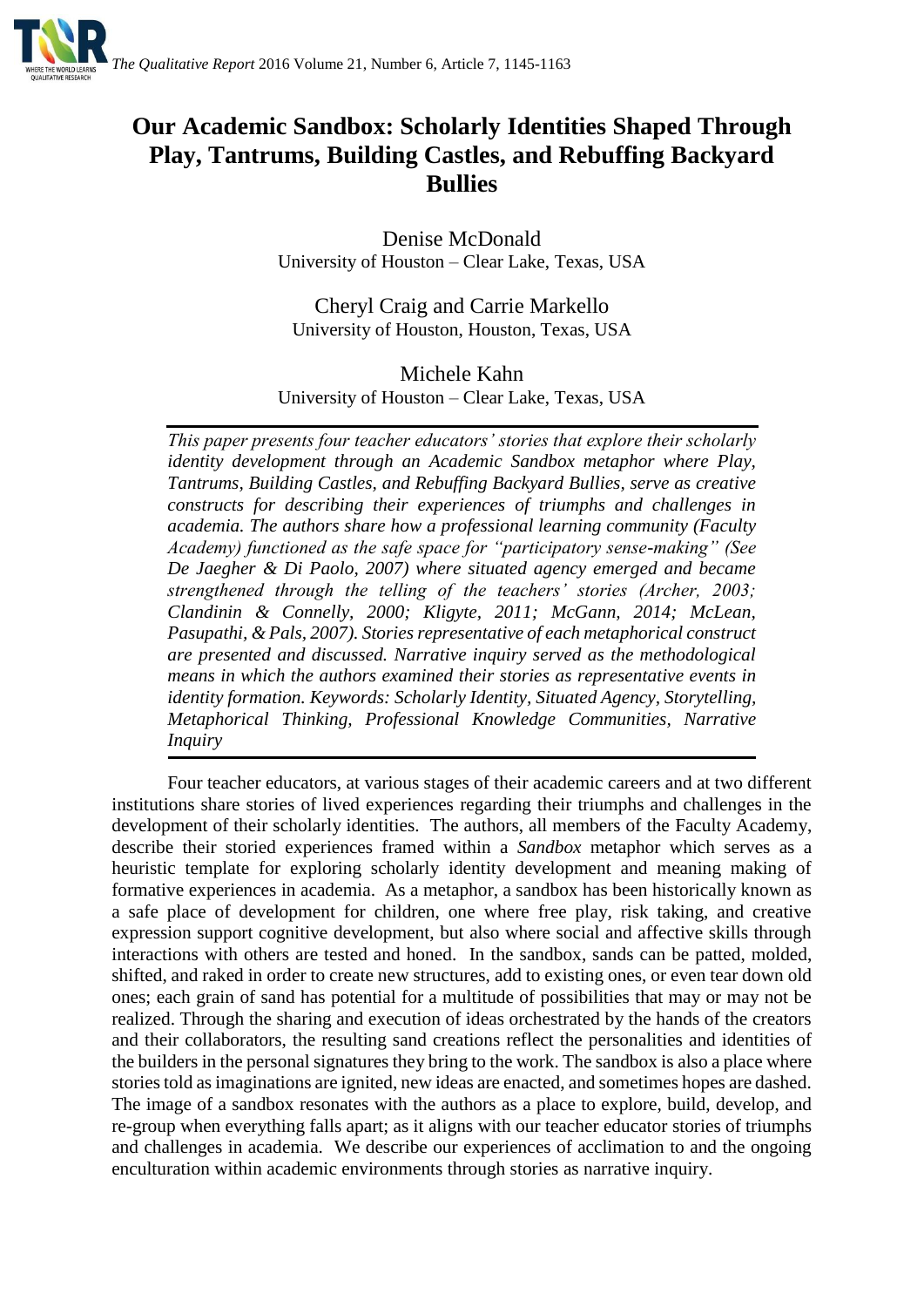# Our Academic Sandbox: Scholarly Identities Shaped Through Play, Tantrums, Building Castles, and Rebuffing Backyard Bullies

Denise McDonald
University of Houston – Clear Lake, Texas, USA

Cheryl Craig and Carrie Markello
University of Houston, Houston, Texas, USA

Michele Kahn
University of Houston – Clear Lake, Texas, USA

*This paper presents four teacher educators' stories that explore their scholarly identity development through an Academic Sandbox metaphor where Play, Tantrums, Building Castles, and Rebuffing Backyard Bullies, serve as creative constructs for describing their experiences of triumphs and challenges in academia. The authors share how a professional learning community (Faculty Academy) functioned as the safe space for "participatory sense-making" (See De Jaegher & Di Paolo, 2007) where situated agency emerged and became strengthened through the telling of the teachers' stories (Archer, 2003; Clandinin & Connelly, 2000; Kligyte, 2011; McGann, 2014; McLean, Pasupathi, & Pals, 2007). Stories representative of each metaphorical construct are presented and discussed. Narrative inquiry served as the methodological means in which the authors examined their stories as representative events in identity formation. Keywords: Scholarly Identity, Situated Agency, Storytelling, Metaphorical Thinking, Professional Knowledge Communities, Narrative Inquiry*

Four teacher educators, at various stages of their academic careers and at two different institutions share stories of lived experiences regarding their triumphs and challenges in the development of their scholarly identities. The authors, all members of the Faculty Academy, describe their storied experiences framed within a *Sandbox* metaphor which serves as a heuristic template for exploring scholarly identity development and meaning making of formative experiences in academia. As a metaphor, a sandbox has been historically known as a safe place of development for children, one where free play, risk taking, and creative expression support cognitive development, but also where social and affective skills through interactions with others are tested and honed. In the sandbox, sands can be patted, molded, shifted, and raked in order to create new structures, add to existing ones, or even tear down old ones; each grain of sand has potential for a multitude of possibilities that may or may not be realized. Through the sharing and execution of ideas orchestrated by the hands of the creators and their collaborators, the resulting sand creations reflect the personalities and identities of the builders in the personal signatures they bring to the work. The sandbox is also a place where stories told as imaginations are ignited, new ideas are enacted, and sometimes hopes are dashed. The image of a sandbox resonates with the authors as a place to explore, build, develop, and re-group when everything falls apart; as it aligns with our teacher educator stories of triumphs and challenges in academia. We describe our experiences of acclimation to and the ongoing enculturation within academic environments through stories as narrative inquiry.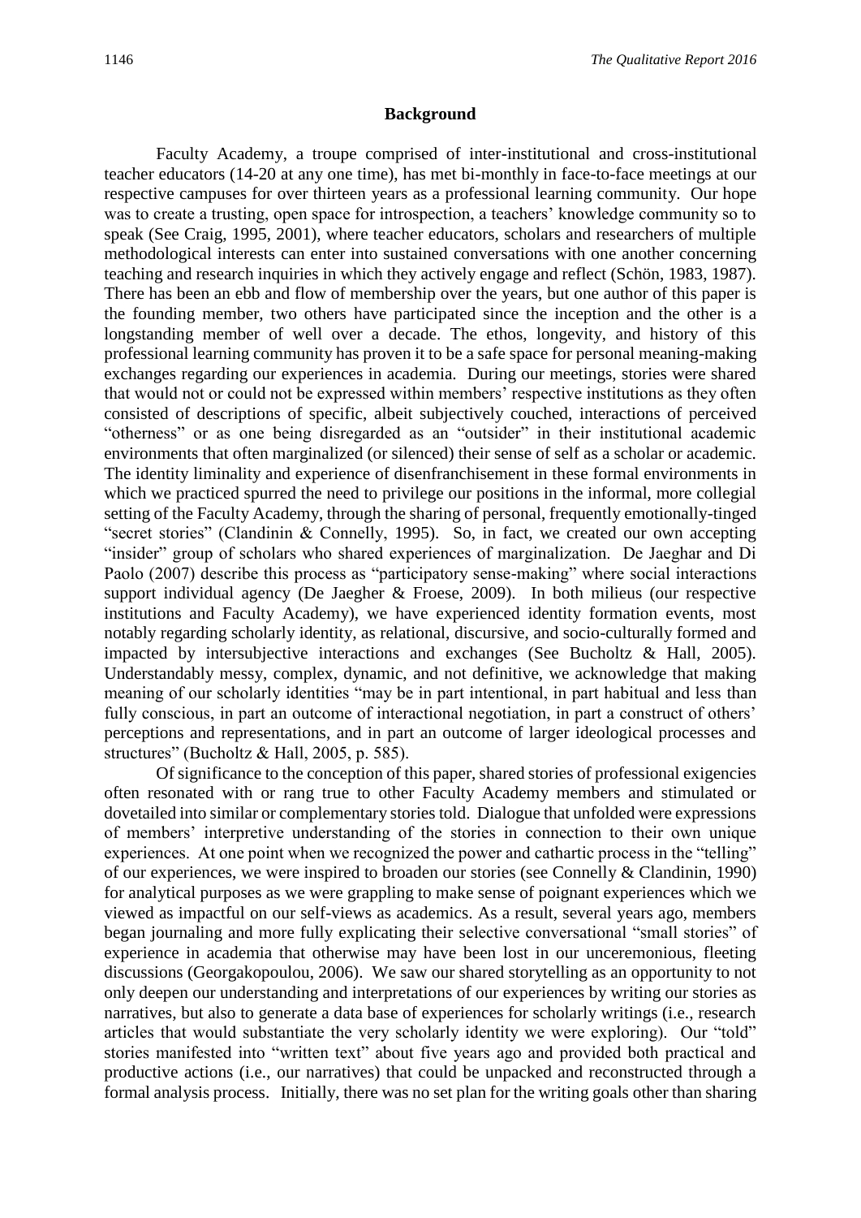## Background

Faculty Academy, a troupe comprised of inter-institutional and cross-institutional teacher educators (14-20 at any one time), has met bi-monthly in face-to-face meetings at our respective campuses for over thirteen years as a professional learning community. Our hope was to create a trusting, open space for introspection, a teachers' knowledge community so to speak (See Craig, 1995, 2001), where teacher educators, scholars and researchers of multiple methodological interests can enter into sustained conversations with one another concerning teaching and research inquiries in which they actively engage and reflect (Schön, 1983, 1987). There has been an ebb and flow of membership over the years, but one author of this paper is the founding member, two others have participated since the inception and the other is a longstanding member of well over a decade. The ethos, longevity, and history of this professional learning community has proven it to be a safe space for personal meaning-making exchanges regarding our experiences in academia. During our meetings, stories were shared that would not or could not be expressed within members' respective institutions as they often consisted of descriptions of specific, albeit subjectively couched, interactions of perceived "otherness" or as one being disregarded as an "outsider" in their institutional academic environments that often marginalized (or silenced) their sense of self as a scholar or academic. The identity liminality and experience of disenfranchisement in these formal environments in which we practiced spurred the need to privilege our positions in the informal, more collegial setting of the Faculty Academy, through the sharing of personal, frequently emotionally-tinged "secret stories" (Clandinin & Connelly, 1995). So, in fact, we created our own accepting "insider" group of scholars who shared experiences of marginalization. De Jaeghar and Di Paolo (2007) describe this process as "participatory sense-making" where social interactions support individual agency (De Jaegher & Froese, 2009). In both milieus (our respective institutions and Faculty Academy), we have experienced identity formation events, most notably regarding scholarly identity, as relational, discursive, and socio-culturally formed and impacted by intersubjective interactions and exchanges (See Bucholtz & Hall, 2005). Understandably messy, complex, dynamic, and not definitive, we acknowledge that making meaning of our scholarly identities "may be in part intentional, in part habitual and less than fully conscious, in part an outcome of interactional negotiation, in part a construct of others' perceptions and representations, and in part an outcome of larger ideological processes and structures" (Bucholtz & Hall, 2005, p. 585).

Of significance to the conception of this paper, shared stories of professional exigencies often resonated with or rang true to other Faculty Academy members and stimulated or dovetailed into similar or complementary stories told. Dialogue that unfolded were expressions of members' interpretive understanding of the stories in connection to their own unique experiences. At one point when we recognized the power and cathartic process in the "telling" of our experiences, we were inspired to broaden our stories (see Connelly & Clandinin, 1990) for analytical purposes as we were grappling to make sense of poignant experiences which we viewed as impactful on our self-views as academics. As a result, several years ago, members began journaling and more fully explicating their selective conversational "small stories" of experience in academia that otherwise may have been lost in our unceremonious, fleeting discussions (Georgakopoulou, 2006). We saw our shared storytelling as an opportunity to not only deepen our understanding and interpretations of our experiences by writing our stories as narratives, but also to generate a data base of experiences for scholarly writings (i.e., research articles that would substantiate the very scholarly identity we were exploring). Our "told" stories manifested into "written text" about five years ago and provided both practical and productive actions (i.e., our narratives) that could be unpacked and reconstructed through a formal analysis process. Initially, there was no set plan for the writing goals other than sharing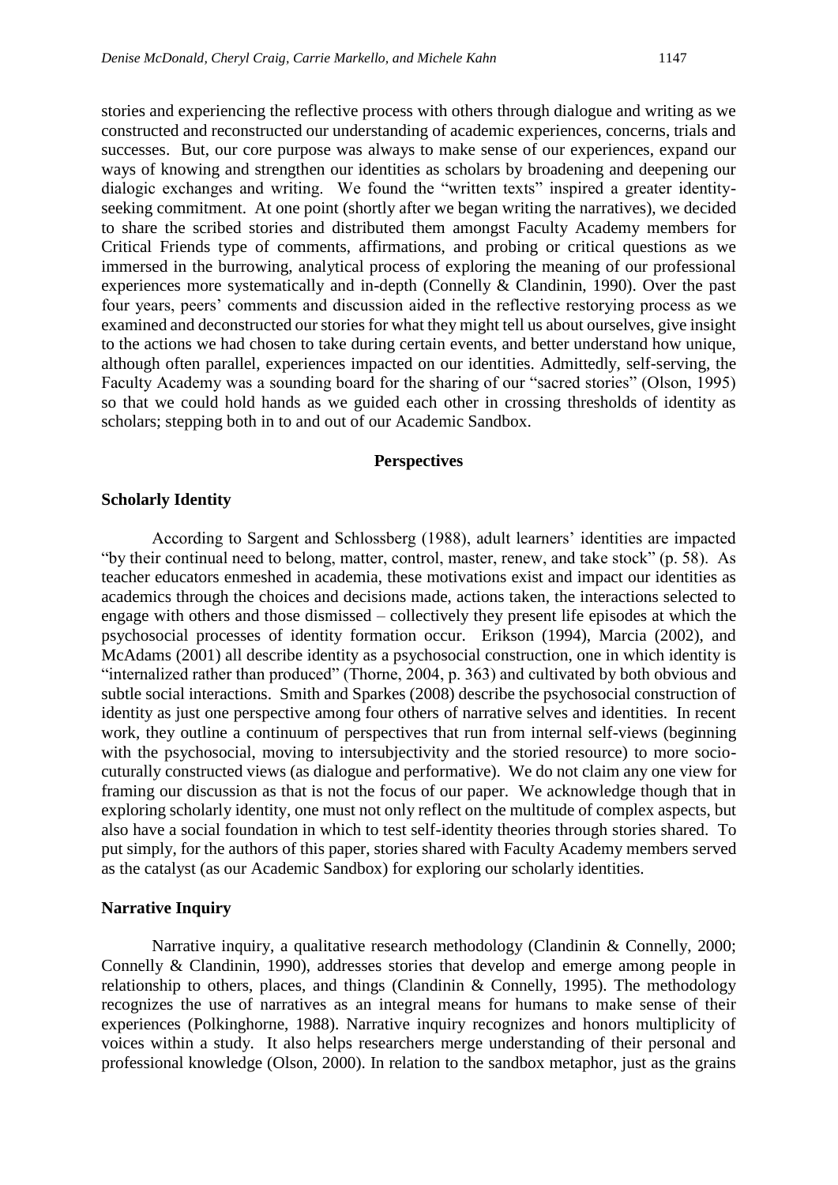stories and experiencing the reflective process with others through dialogue and writing as we constructed and reconstructed our understanding of academic experiences, concerns, trials and successes. But, our core purpose was always to make sense of our experiences, expand our ways of knowing and strengthen our identities as scholars by broadening and deepening our dialogic exchanges and writing. We found the "written texts" inspired a greater identity-seeking commitment. At one point (shortly after we began writing the narratives), we decided to share the scribed stories and distributed them amongst Faculty Academy members for Critical Friends type of comments, affirmations, and probing or critical questions as we immersed in the burrowing, analytical process of exploring the meaning of our professional experiences more systematically and in-depth (Connelly & Clandinin, 1990). Over the past four years, peers' comments and discussion aided in the reflective restorying process as we examined and deconstructed our stories for what they might tell us about ourselves, give insight to the actions we had chosen to take during certain events, and better understand how unique, although often parallel, experiences impacted on our identities. Admittedly, self-serving, the Faculty Academy was a sounding board for the sharing of our "sacred stories" (Olson, 1995) so that we could hold hands as we guided each other in crossing thresholds of identity as scholars; stepping both in to and out of our Academic Sandbox.

## Perspectives

### Scholarly Identity

According to Sargent and Schlossberg (1988), adult learners' identities are impacted "by their continual need to belong, matter, control, master, renew, and take stock" (p. 58). As teacher educators enmeshed in academia, these motivations exist and impact our identities as academics through the choices and decisions made, actions taken, the interactions selected to engage with others and those dismissed – collectively they present life episodes at which the psychosocial processes of identity formation occur. Erikson (1994), Marcia (2002), and McAdams (2001) all describe identity as a psychosocial construction, one in which identity is "internalized rather than produced" (Thorne, 2004, p. 363) and cultivated by both obvious and subtle social interactions. Smith and Sparkes (2008) describe the psychosocial construction of identity as just one perspective among four others of narrative selves and identities. In recent work, they outline a continuum of perspectives that run from internal self-views (beginning with the psychosocial, moving to intersubjectivity and the storied resource) to more socio-cuturally constructed views (as dialogue and performative). We do not claim any one view for framing our discussion as that is not the focus of our paper. We acknowledge though that in exploring scholarly identity, one must not only reflect on the multitude of complex aspects, but also have a social foundation in which to test self-identity theories through stories shared. To put simply, for the authors of this paper, stories shared with Faculty Academy members served as the catalyst (as our Academic Sandbox) for exploring our scholarly identities.

### Narrative Inquiry

Narrative inquiry, a qualitative research methodology (Clandinin & Connelly, 2000; Connelly & Clandinin, 1990), addresses stories that develop and emerge among people in relationship to others, places, and things (Clandinin & Connelly, 1995). The methodology recognizes the use of narratives as an integral means for humans to make sense of their experiences (Polkinghorne, 1988). Narrative inquiry recognizes and honors multiplicity of voices within a study. It also helps researchers merge understanding of their personal and professional knowledge (Olson, 2000). In relation to the sandbox metaphor, just as the grains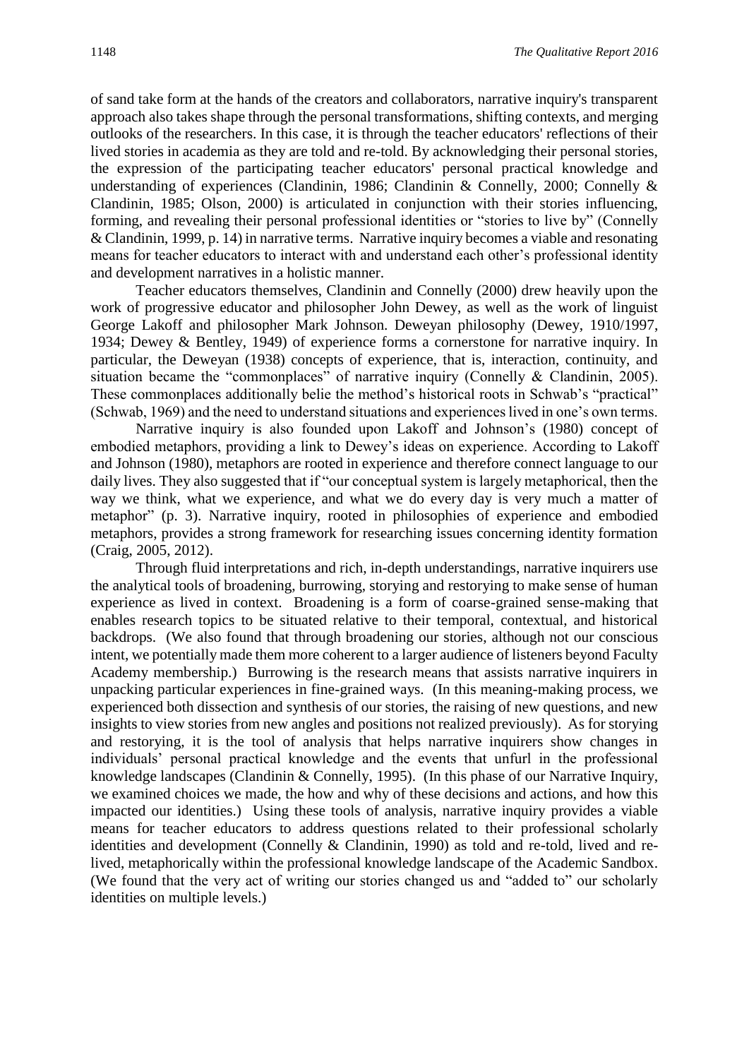of sand take form at the hands of the creators and collaborators, narrative inquiry's transparent approach also takes shape through the personal transformations, shifting contexts, and merging outlooks of the researchers. In this case, it is through the teacher educators' reflections of their lived stories in academia as they are told and re-told. By acknowledging their personal stories, the expression of the participating teacher educators' personal practical knowledge and understanding of experiences (Clandinin, 1986; Clandinin & Connelly, 2000; Connelly & Clandinin, 1985; Olson, 2000) is articulated in conjunction with their stories influencing, forming, and revealing their personal professional identities or "stories to live by" (Connelly & Clandinin, 1999, p. 14) in narrative terms. Narrative inquiry becomes a viable and resonating means for teacher educators to interact with and understand each other's professional identity and development narratives in a holistic manner.

Teacher educators themselves, Clandinin and Connelly (2000) drew heavily upon the work of progressive educator and philosopher John Dewey, as well as the work of linguist George Lakoff and philosopher Mark Johnson. Deweyan philosophy (Dewey, 1910/1997, 1934; Dewey & Bentley, 1949) of experience forms a cornerstone for narrative inquiry. In particular, the Deweyan (1938) concepts of experience, that is, interaction, continuity, and situation became the "commonplaces" of narrative inquiry (Connelly & Clandinin, 2005). These commonplaces additionally belie the method's historical roots in Schwab's "practical" (Schwab, 1969) and the need to understand situations and experiences lived in one's own terms.

Narrative inquiry is also founded upon Lakoff and Johnson's (1980) concept of embodied metaphors, providing a link to Dewey's ideas on experience. According to Lakoff and Johnson (1980), metaphors are rooted in experience and therefore connect language to our daily lives. They also suggested that if "our conceptual system is largely metaphorical, then the way we think, what we experience, and what we do every day is very much a matter of metaphor" (p. 3). Narrative inquiry, rooted in philosophies of experience and embodied metaphors, provides a strong framework for researching issues concerning identity formation (Craig, 2005, 2012).

Through fluid interpretations and rich, in-depth understandings, narrative inquirers use the analytical tools of broadening, burrowing, storying and restorying to make sense of human experience as lived in context. Broadening is a form of coarse-grained sense-making that enables research topics to be situated relative to their temporal, contextual, and historical backdrops. (We also found that through broadening our stories, although not our conscious intent, we potentially made them more coherent to a larger audience of listeners beyond Faculty Academy membership.) Burrowing is the research means that assists narrative inquirers in unpacking particular experiences in fine-grained ways. (In this meaning-making process, we experienced both dissection and synthesis of our stories, the raising of new questions, and new insights to view stories from new angles and positions not realized previously). As for storying and restorying, it is the tool of analysis that helps narrative inquirers show changes in individuals' personal practical knowledge and the events that unfurl in the professional knowledge landscapes (Clandinin & Connelly, 1995). (In this phase of our Narrative Inquiry, we examined choices we made, the how and why of these decisions and actions, and how this impacted our identities.) Using these tools of analysis, narrative inquiry provides a viable means for teacher educators to address questions related to their professional scholarly identities and development (Connelly & Clandinin, 1990) as told and re-told, lived and re-lived, metaphorically within the professional knowledge landscape of the Academic Sandbox. (We found that the very act of writing our stories changed us and "added to" our scholarly identities on multiple levels.)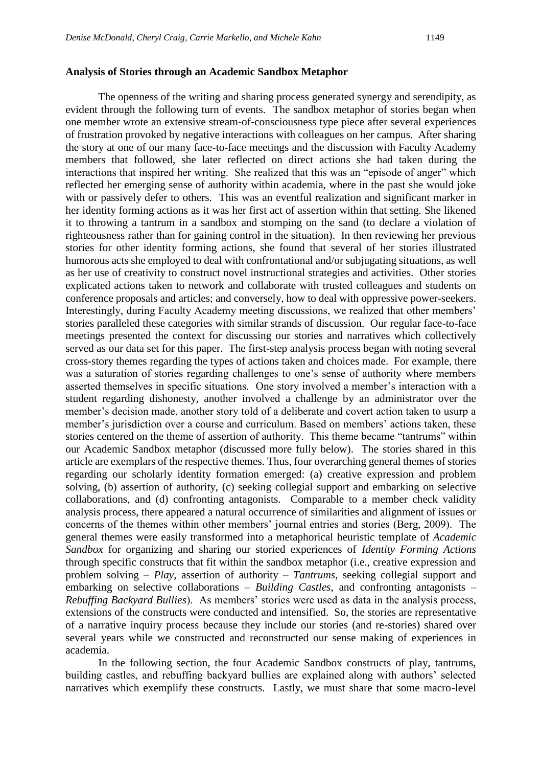**Analysis of Stories through an Academic Sandbox Metaphor**

The openness of the writing and sharing process generated synergy and serendipity, as evident through the following turn of events. The sandbox metaphor of stories began when one member wrote an extensive stream-of-consciousness type piece after several experiences of frustration provoked by negative interactions with colleagues on her campus. After sharing the story at one of our many face-to-face meetings and the discussion with Faculty Academy members that followed, she later reflected on direct actions she had taken during the interactions that inspired her writing. She realized that this was an "episode of anger" which reflected her emerging sense of authority within academia, where in the past she would joke with or passively defer to others. This was an eventful realization and significant marker in her identity forming actions as it was her first act of assertion within that setting. She likened it to throwing a tantrum in a sandbox and stomping on the sand (to declare a violation of righteousness rather than for gaining control in the situation). In then reviewing her previous stories for other identity forming actions, she found that several of her stories illustrated humorous acts she employed to deal with confrontational and/or subjugating situations, as well as her use of creativity to construct novel instructional strategies and activities. Other stories explicated actions taken to network and collaborate with trusted colleagues and students on conference proposals and articles; and conversely, how to deal with oppressive power-seekers. Interestingly, during Faculty Academy meeting discussions, we realized that other members' stories paralleled these categories with similar strands of discussion. Our regular face-to-face meetings presented the context for discussing our stories and narratives which collectively served as our data set for this paper. The first-step analysis process began with noting several cross-story themes regarding the types of actions taken and choices made. For example, there was a saturation of stories regarding challenges to one's sense of authority where members asserted themselves in specific situations. One story involved a member's interaction with a student regarding dishonesty, another involved a challenge by an administrator over the member's decision made, another story told of a deliberate and covert action taken to usurp a member's jurisdiction over a course and curriculum. Based on members' actions taken, these stories centered on the theme of assertion of authority. This theme became "tantrums" within our Academic Sandbox metaphor (discussed more fully below). The stories shared in this article are exemplars of the respective themes. Thus, four overarching general themes of stories regarding our scholarly identity formation emerged: (a) creative expression and problem solving, (b) assertion of authority, (c) seeking collegial support and embarking on selective collaborations, and (d) confronting antagonists. Comparable to a member check validity analysis process, there appeared a natural occurrence of similarities and alignment of issues or concerns of the themes within other members' journal entries and stories (Berg, 2009). The general themes were easily transformed into a metaphorical heuristic template of *Academic Sandbox* for organizing and sharing our storied experiences of *Identity Forming Actions* through specific constructs that fit within the sandbox metaphor (i.e., creative expression and problem solving – *Play*, assertion of authority – *Tantrums*, seeking collegial support and embarking on selective collaborations – *Building Castles*, and confronting antagonists – *Rebuffing Backyard Bullies*). As members' stories were used as data in the analysis process, extensions of the constructs were conducted and intensified. So, the stories are representative of a narrative inquiry process because they include our stories (and re-stories) shared over several years while we constructed and reconstructed our sense making of experiences in academia.

In the following section, the four Academic Sandbox constructs of play, tantrums, building castles, and rebuffing backyard bullies are explained along with authors' selected narratives which exemplify these constructs. Lastly, we must share that some macro-level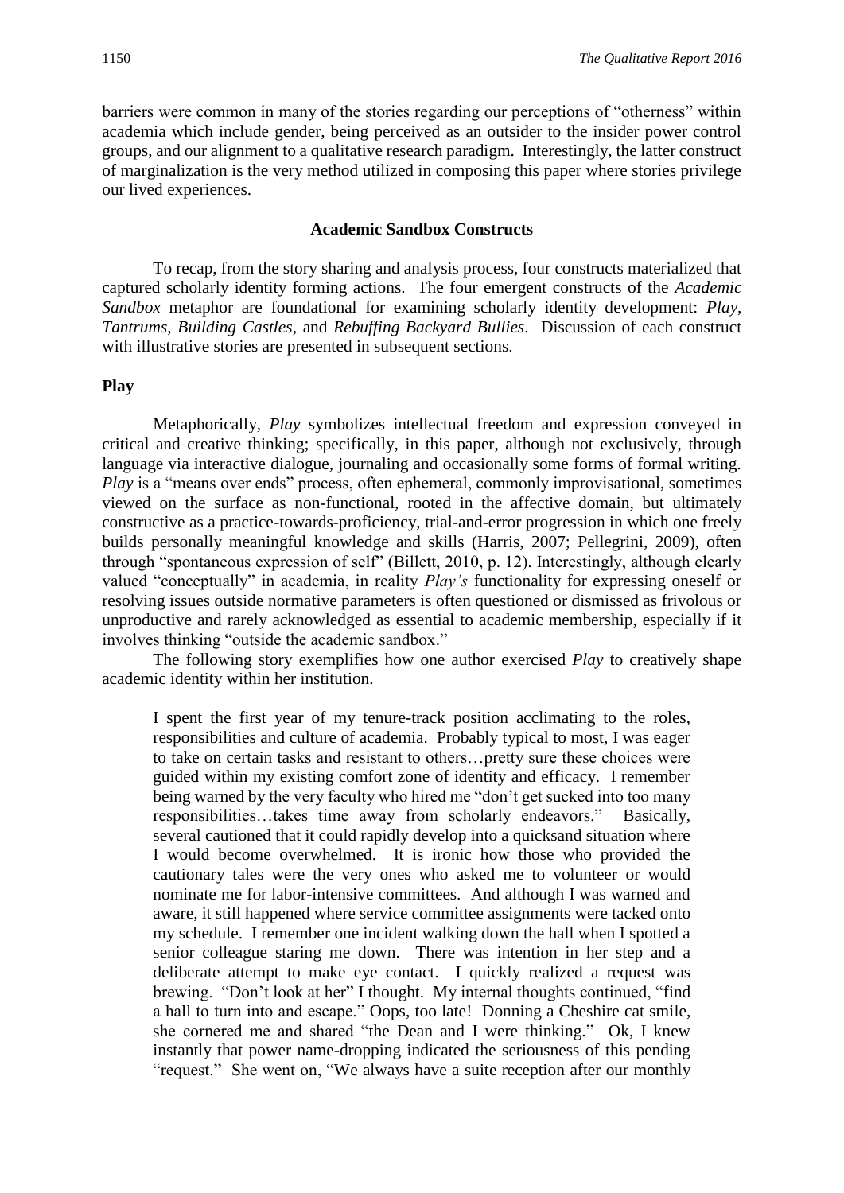barriers were common in many of the stories regarding our perceptions of "otherness" within academia which include gender, being perceived as an outsider to the insider power control groups, and our alignment to a qualitative research paradigm. Interestingly, the latter construct of marginalization is the very method utilized in composing this paper where stories privilege our lived experiences.

## Academic Sandbox Constructs

To recap, from the story sharing and analysis process, four constructs materialized that captured scholarly identity forming actions. The four emergent constructs of the *Academic Sandbox* metaphor are foundational for examining scholarly identity development: *Play*, *Tantrums*, *Building Castles*, and *Rebuffing Backyard Bullies*. Discussion of each construct with illustrative stories are presented in subsequent sections.

### Play

Metaphorically, *Play* symbolizes intellectual freedom and expression conveyed in critical and creative thinking; specifically, in this paper, although not exclusively, through language via interactive dialogue, journaling and occasionally some forms of formal writing. *Play* is a "means over ends" process, often ephemeral, commonly improvisational, sometimes viewed on the surface as non-functional, rooted in the affective domain, but ultimately constructive as a practice-towards-proficiency, trial-and-error progression in which one freely builds personally meaningful knowledge and skills (Harris, 2007; Pellegrini, 2009), often through "spontaneous expression of self" (Billett, 2010, p. 12). Interestingly, although clearly valued "conceptually" in academia, in reality *Play's* functionality for expressing oneself or resolving issues outside normative parameters is often questioned or dismissed as frivolous or unproductive and rarely acknowledged as essential to academic membership, especially if it involves thinking "outside the academic sandbox."

The following story exemplifies how one author exercised *Play* to creatively shape academic identity within her institution.

> I spent the first year of my tenure-track position acclimating to the roles, responsibilities and culture of academia. Probably typical to most, I was eager to take on certain tasks and resistant to others…pretty sure these choices were guided within my existing comfort zone of identity and efficacy. I remember being warned by the very faculty who hired me "don't get sucked into too many responsibilities…takes time away from scholarly endeavors." Basically, several cautioned that it could rapidly develop into a quicksand situation where I would become overwhelmed. It is ironic how those who provided the cautionary tales were the very ones who asked me to volunteer or would nominate me for labor-intensive committees. And although I was warned and aware, it still happened where service committee assignments were tacked onto my schedule. I remember one incident walking down the hall when I spotted a senior colleague staring me down. There was intention in her step and a deliberate attempt to make eye contact. I quickly realized a request was brewing. "Don't look at her" I thought. My internal thoughts continued, "find a hall to turn into and escape." Oops, too late! Donning a Cheshire cat smile, she cornered me and shared "the Dean and I were thinking." Ok, I knew instantly that power name-dropping indicated the seriousness of this pending "request." She went on, "We always have a suite reception after our monthly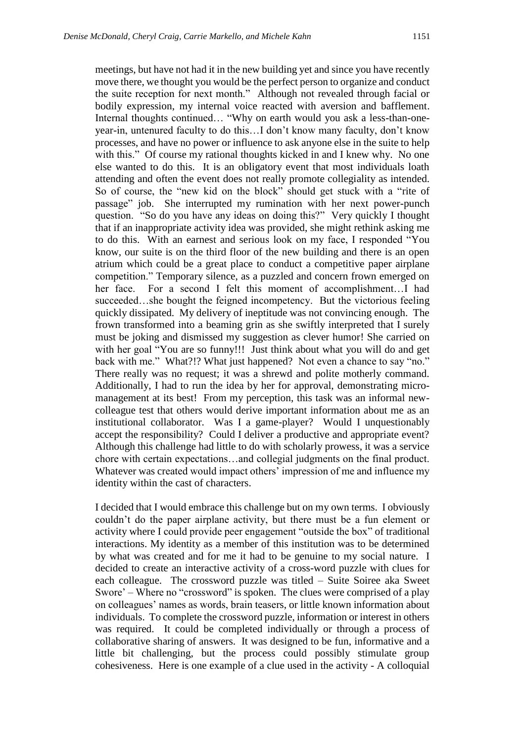meetings, but have not had it in the new building yet and since you have recently move there, we thought you would be the perfect person to organize and conduct the suite reception for next month." Although not revealed through facial or bodily expression, my internal voice reacted with aversion and bafflement. Internal thoughts continued… "Why on earth would you ask a less-than-one-year-in, untenured faculty to do this…I don't know many faculty, don't know processes, and have no power or influence to ask anyone else in the suite to help with this." Of course my rational thoughts kicked in and I knew why. No one else wanted to do this. It is an obligatory event that most individuals loath attending and often the event does not really promote collegiality as intended. So of course, the "new kid on the block" should get stuck with a "rite of passage" job. She interrupted my rumination with her next power-punch question. "So do you have any ideas on doing this?" Very quickly I thought that if an inappropriate activity idea was provided, she might rethink asking me to do this. With an earnest and serious look on my face, I responded "You know, our suite is on the third floor of the new building and there is an open atrium which could be a great place to conduct a competitive paper airplane competition." Temporary silence, as a puzzled and concern frown emerged on her face. For a second I felt this moment of accomplishment…I had succeeded…she bought the feigned incompetency. But the victorious feeling quickly dissipated. My delivery of ineptitude was not convincing enough. The frown transformed into a beaming grin as she swiftly interpreted that I surely must be joking and dismissed my suggestion as clever humor! She carried on with her goal "You are so funny!!! Just think about what you will do and get back with me." What?!? What just happened? Not even a chance to say "no." There really was no request; it was a shrewd and polite motherly command. Additionally, I had to run the idea by her for approval, demonstrating micro-management at its best! From my perception, this task was an informal new-colleague test that others would derive important information about me as an institutional collaborator. Was I a game-player? Would I unquestionably accept the responsibility? Could I deliver a productive and appropriate event? Although this challenge had little to do with scholarly prowess, it was a service chore with certain expectations…and collegial judgments on the final product. Whatever was created would impact others' impression of me and influence my identity within the cast of characters.

I decided that I would embrace this challenge but on my own terms. I obviously couldn't do the paper airplane activity, but there must be a fun element or activity where I could provide peer engagement "outside the box" of traditional interactions. My identity as a member of this institution was to be determined by what was created and for me it had to be genuine to my social nature. I decided to create an interactive activity of a cross-word puzzle with clues for each colleague. The crossword puzzle was titled – Suite Soiree aka Sweet Swore' – Where no "crossword" is spoken. The clues were comprised of a play on colleagues' names as words, brain teasers, or little known information about individuals. To complete the crossword puzzle, information or interest in others was required. It could be completed individually or through a process of collaborative sharing of answers. It was designed to be fun, informative and a little bit challenging, but the process could possibly stimulate group cohesiveness. Here is one example of a clue used in the activity - A colloquial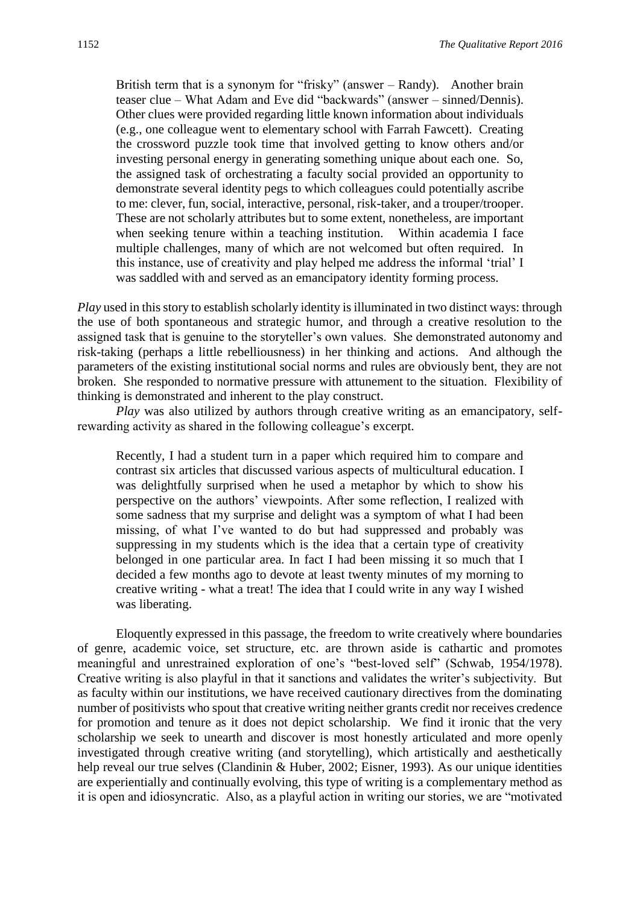> British term that is a synonym for "frisky" (answer – Randy). Another brain teaser clue – What Adam and Eve did "backwards" (answer – sinned/Dennis). Other clues were provided regarding little known information about individuals (e.g., one colleague went to elementary school with Farrah Fawcett). Creating the crossword puzzle took time that involved getting to know others and/or investing personal energy in generating something unique about each one. So, the assigned task of orchestrating a faculty social provided an opportunity to demonstrate several identity pegs to which colleagues could potentially ascribe to me: clever, fun, social, interactive, personal, risk-taker, and a trouper/trooper. These are not scholarly attributes but to some extent, nonetheless, are important when seeking tenure within a teaching institution. Within academia I face multiple challenges, many of which are not welcomed but often required. In this instance, use of creativity and play helped me address the informal 'trial' I was saddled with and served as an emancipatory identity forming process.

*Play* used in this story to establish scholarly identity is illuminated in two distinct ways: through the use of both spontaneous and strategic humor, and through a creative resolution to the assigned task that is genuine to the storyteller's own values. She demonstrated autonomy and risk-taking (perhaps a little rebelliousness) in her thinking and actions. And although the parameters of the existing institutional social norms and rules are obviously bent, they are not broken. She responded to normative pressure with attunement to the situation. Flexibility of thinking is demonstrated and inherent to the play construct.

*Play* was also utilized by authors through creative writing as an emancipatory, self-rewarding activity as shared in the following colleague's excerpt.

> Recently, I had a student turn in a paper which required him to compare and contrast six articles that discussed various aspects of multicultural education. I was delightfully surprised when he used a metaphor by which to show his perspective on the authors' viewpoints. After some reflection, I realized with some sadness that my surprise and delight was a symptom of what I had been missing, of what I've wanted to do but had suppressed and probably was suppressing in my students which is the idea that a certain type of creativity belonged in one particular area. In fact I had been missing it so much that I decided a few months ago to devote at least twenty minutes of my morning to creative writing - what a treat! The idea that I could write in any way I wished was liberating.

Eloquently expressed in this passage, the freedom to write creatively where boundaries of genre, academic voice, set structure, etc. are thrown aside is cathartic and promotes meaningful and unrestrained exploration of one's "best-loved self" (Schwab, 1954/1978). Creative writing is also playful in that it sanctions and validates the writer's subjectivity. But as faculty within our institutions, we have received cautionary directives from the dominating number of positivists who spout that creative writing neither grants credit nor receives credence for promotion and tenure as it does not depict scholarship. We find it ironic that the very scholarship we seek to unearth and discover is most honestly articulated and more openly investigated through creative writing (and storytelling), which artistically and aesthetically help reveal our true selves (Clandinin & Huber, 2002; Eisner, 1993). As our unique identities are experientially and continually evolving, this type of writing is a complementary method as it is open and idiosyncratic. Also, as a playful action in writing our stories, we are "motivated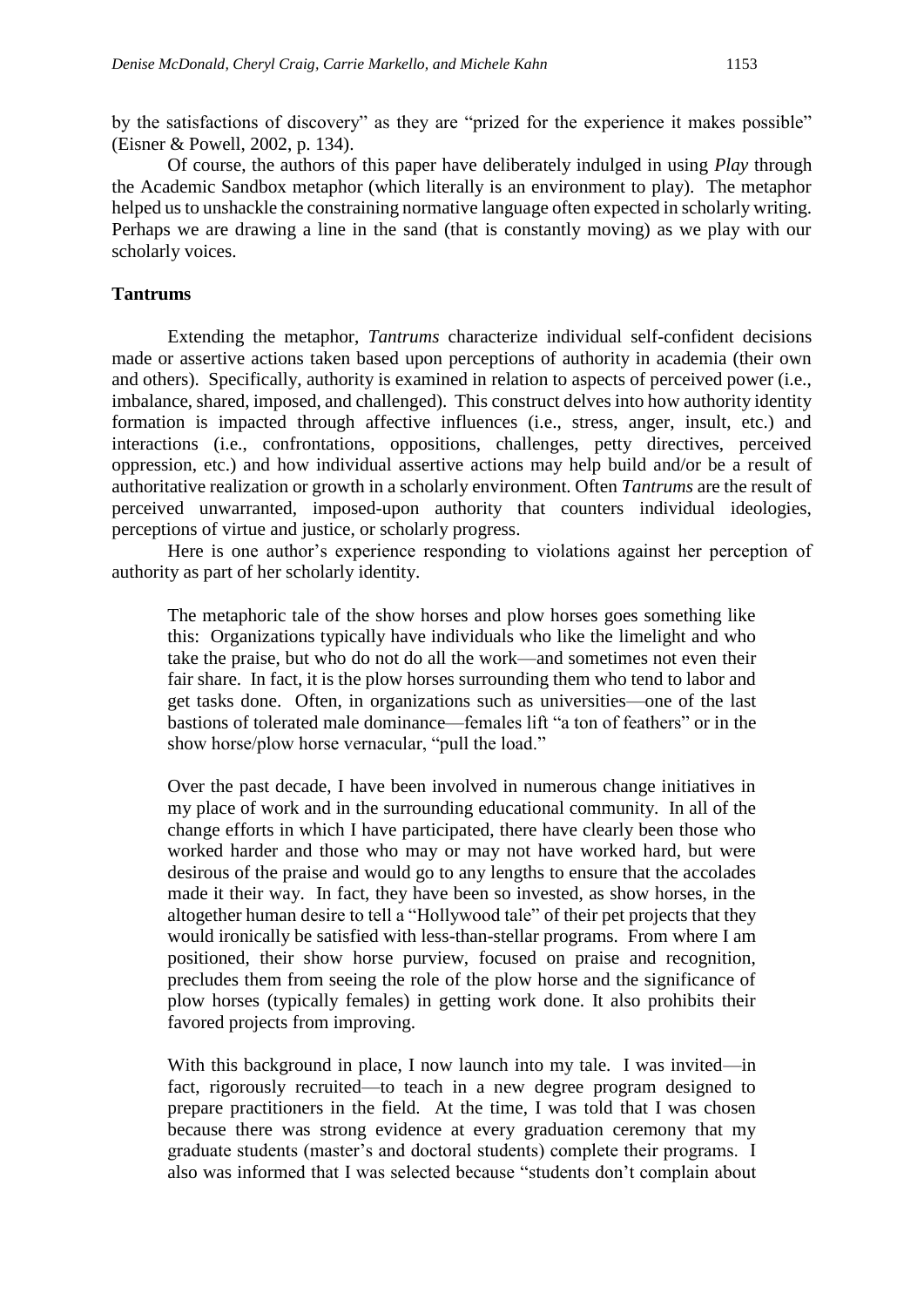by the satisfactions of discovery" as they are "prized for the experience it makes possible" (Eisner & Powell, 2002, p. 134).

Of course, the authors of this paper have deliberately indulged in using *Play* through the Academic Sandbox metaphor (which literally is an environment to play). The metaphor helped us to unshackle the constraining normative language often expected in scholarly writing. Perhaps we are drawing a line in the sand (that is constantly moving) as we play with our scholarly voices.

### Tantrums

Extending the metaphor, *Tantrums* characterize individual self-confident decisions made or assertive actions taken based upon perceptions of authority in academia (their own and others). Specifically, authority is examined in relation to aspects of perceived power (i.e., imbalance, shared, imposed, and challenged). This construct delves into how authority identity formation is impacted through affective influences (i.e., stress, anger, insult, etc.) and interactions (i.e., confrontations, oppositions, challenges, petty directives, perceived oppression, etc.) and how individual assertive actions may help build and/or be a result of authoritative realization or growth in a scholarly environment. Often *Tantrums* are the result of perceived unwarranted, imposed-upon authority that counters individual ideologies, perceptions of virtue and justice, or scholarly progress.

Here is one author's experience responding to violations against her perception of authority as part of her scholarly identity.

> The metaphoric tale of the show horses and plow horses goes something like this: Organizations typically have individuals who like the limelight and who take the praise, but who do not do all the work—and sometimes not even their fair share. In fact, it is the plow horses surrounding them who tend to labor and get tasks done. Often, in organizations such as universities—one of the last bastions of tolerated male dominance—females lift "a ton of feathers" or in the show horse/plow horse vernacular, "pull the load."
>
> Over the past decade, I have been involved in numerous change initiatives in my place of work and in the surrounding educational community. In all of the change efforts in which I have participated, there have clearly been those who worked harder and those who may or may not have worked hard, but were desirous of the praise and would go to any lengths to ensure that the accolades made it their way. In fact, they have been so invested, as show horses, in the altogether human desire to tell a "Hollywood tale" of their pet projects that they would ironically be satisfied with less-than-stellar programs. From where I am positioned, their show horse purview, focused on praise and recognition, precludes them from seeing the role of the plow horse and the significance of plow horses (typically females) in getting work done. It also prohibits their favored projects from improving.
>
> With this background in place, I now launch into my tale. I was invited—in fact, rigorously recruited—to teach in a new degree program designed to prepare practitioners in the field. At the time, I was told that I was chosen because there was strong evidence at every graduation ceremony that my graduate students (master's and doctoral students) complete their programs. I also was informed that I was selected because "students don't complain about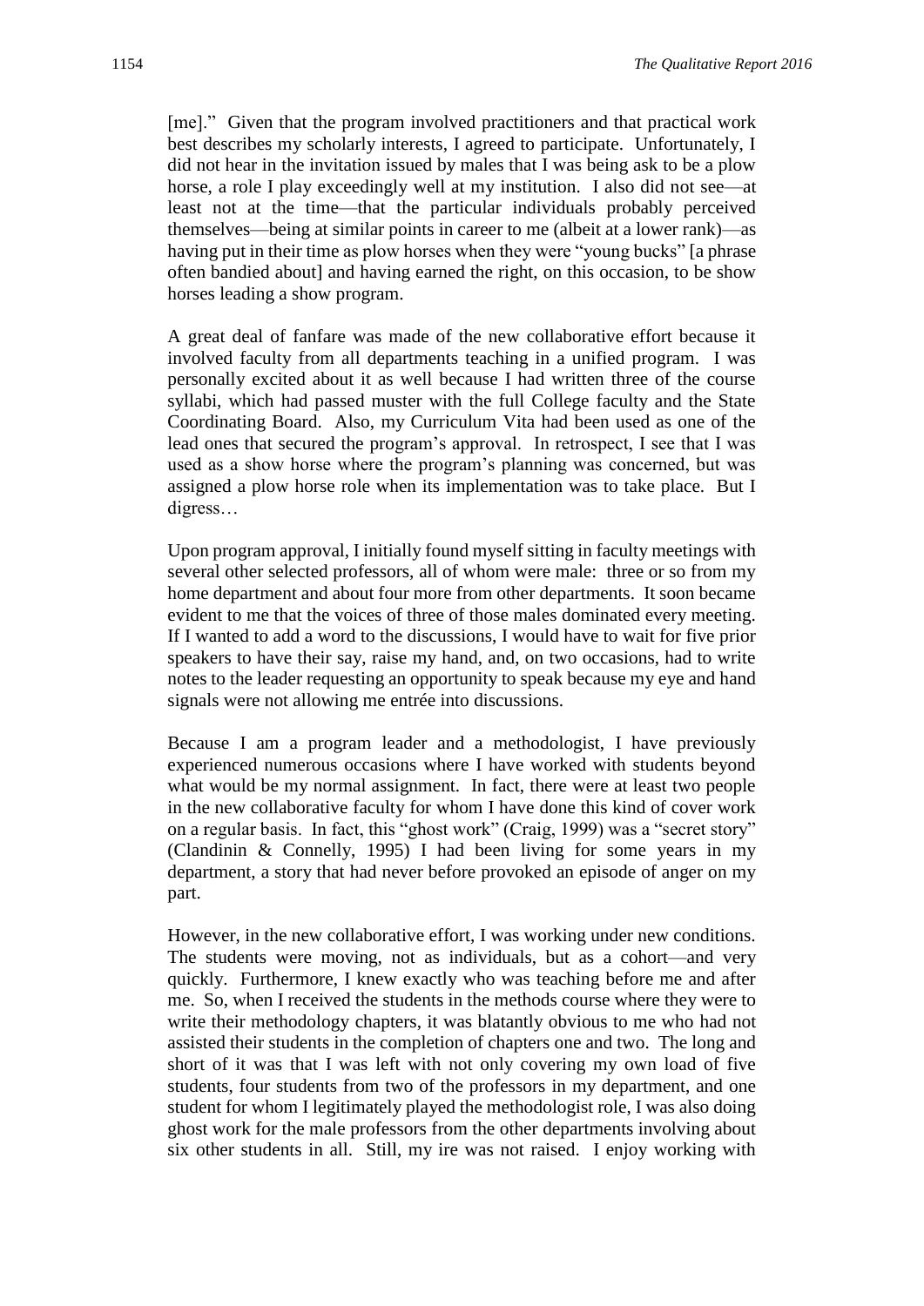[me]." Given that the program involved practitioners and that practical work best describes my scholarly interests, I agreed to participate. Unfortunately, I did not hear in the invitation issued by males that I was being ask to be a plow horse, a role I play exceedingly well at my institution. I also did not see—at least not at the time—that the particular individuals probably perceived themselves—being at similar points in career to me (albeit at a lower rank)—as having put in their time as plow horses when they were "young bucks" [a phrase often bandied about] and having earned the right, on this occasion, to be show horses leading a show program.

A great deal of fanfare was made of the new collaborative effort because it involved faculty from all departments teaching in a unified program. I was personally excited about it as well because I had written three of the course syllabi, which had passed muster with the full College faculty and the State Coordinating Board. Also, my Curriculum Vita had been used as one of the lead ones that secured the program's approval. In retrospect, I see that I was used as a show horse where the program's planning was concerned, but was assigned a plow horse role when its implementation was to take place. But I digress…

Upon program approval, I initially found myself sitting in faculty meetings with several other selected professors, all of whom were male: three or so from my home department and about four more from other departments. It soon became evident to me that the voices of three of those males dominated every meeting. If I wanted to add a word to the discussions, I would have to wait for five prior speakers to have their say, raise my hand, and, on two occasions, had to write notes to the leader requesting an opportunity to speak because my eye and hand signals were not allowing me entrée into discussions.

Because I am a program leader and a methodologist, I have previously experienced numerous occasions where I have worked with students beyond what would be my normal assignment. In fact, there were at least two people in the new collaborative faculty for whom I have done this kind of cover work on a regular basis. In fact, this "ghost work" (Craig, 1999) was a "secret story" (Clandinin & Connelly, 1995) I had been living for some years in my department, a story that had never before provoked an episode of anger on my part.

However, in the new collaborative effort, I was working under new conditions. The students were moving, not as individuals, but as a cohort—and very quickly. Furthermore, I knew exactly who was teaching before me and after me. So, when I received the students in the methods course where they were to write their methodology chapters, it was blatantly obvious to me who had not assisted their students in the completion of chapters one and two. The long and short of it was that I was left with not only covering my own load of five students, four students from two of the professors in my department, and one student for whom I legitimately played the methodologist role, I was also doing ghost work for the male professors from the other departments involving about six other students in all. Still, my ire was not raised. I enjoy working with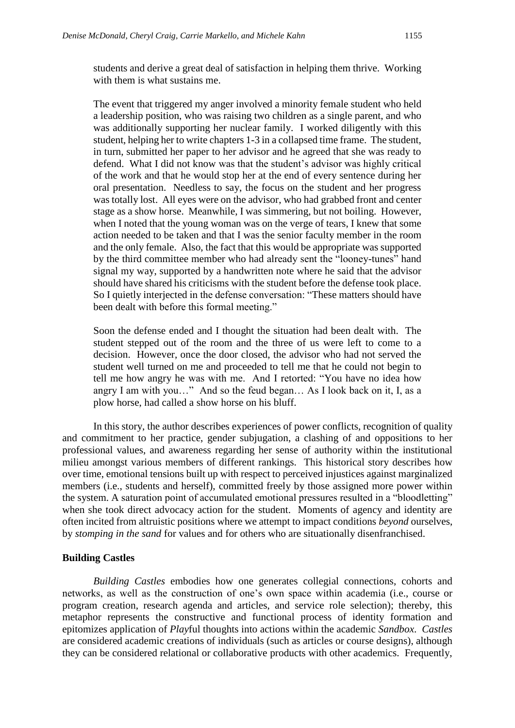students and derive a great deal of satisfaction in helping them thrive. Working with them is what sustains me.

> The event that triggered my anger involved a minority female student who held a leadership position, who was raising two children as a single parent, and who was additionally supporting her nuclear family. I worked diligently with this student, helping her to write chapters 1-3 in a collapsed time frame. The student, in turn, submitted her paper to her advisor and he agreed that she was ready to defend. What I did not know was that the student's advisor was highly critical of the work and that he would stop her at the end of every sentence during her oral presentation. Needless to say, the focus on the student and her progress was totally lost. All eyes were on the advisor, who had grabbed front and center stage as a show horse. Meanwhile, I was simmering, but not boiling. However, when I noted that the young woman was on the verge of tears, I knew that some action needed to be taken and that I was the senior faculty member in the room and the only female. Also, the fact that this would be appropriate was supported by the third committee member who had already sent the "looney-tunes" hand signal my way, supported by a handwritten note where he said that the advisor should have shared his criticisms with the student before the defense took place. So I quietly interjected in the defense conversation: "These matters should have been dealt with before this formal meeting."
>
> Soon the defense ended and I thought the situation had been dealt with. The student stepped out of the room and the three of us were left to come to a decision. However, once the door closed, the advisor who had not served the student well turned on me and proceeded to tell me that he could not begin to tell me how angry he was with me. And I retorted: "You have no idea how angry I am with you…" And so the feud began… As I look back on it, I, as a plow horse, had called a show horse on his bluff.

In this story, the author describes experiences of power conflicts, recognition of quality and commitment to her practice, gender subjugation, a clashing of and oppositions to her professional values, and awareness regarding her sense of authority within the institutional milieu amongst various members of different rankings. This historical story describes how over time, emotional tensions built up with respect to perceived injustices against marginalized members (i.e., students and herself), committed freely by those assigned more power within the system. A saturation point of accumulated emotional pressures resulted in a "bloodletting" when she took direct advocacy action for the student. Moments of agency and identity are often incited from altruistic positions where we attempt to impact conditions *beyond* ourselves, by *stomping in the sand* for values and for others who are situationally disenfranchised.

**Building Castles**

*Building Castles* embodies how one generates collegial connections, cohorts and networks, as well as the construction of one's own space within academia (i.e., course or program creation, research agenda and articles, and service role selection); thereby, this metaphor represents the constructive and functional process of identity formation and epitomizes application of *Play*ful thoughts into actions within the academic *Sandbox*. *Castles* are considered academic creations of individuals (such as articles or course designs), although they can be considered relational or collaborative products with other academics. Frequently,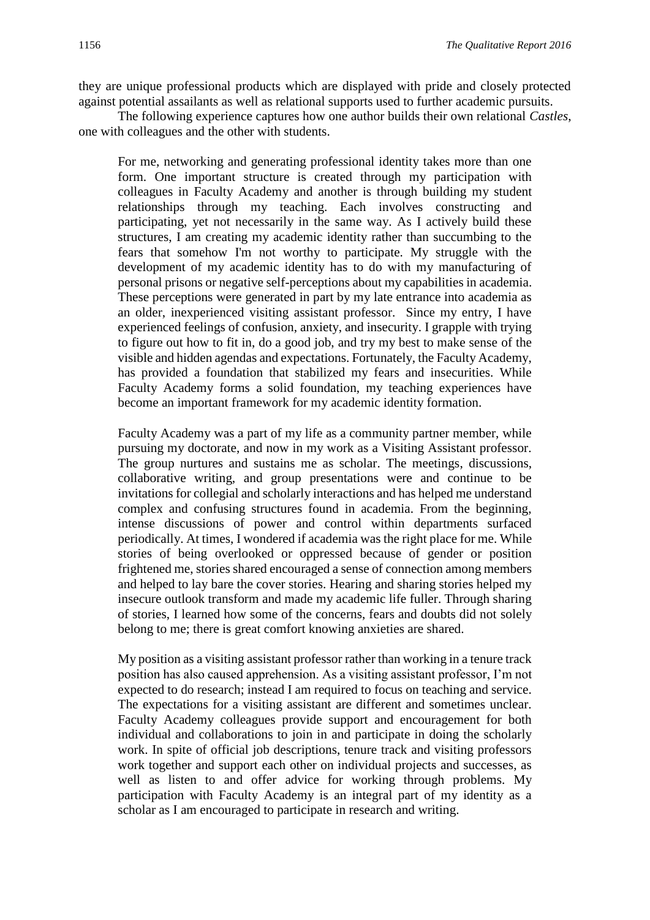they are unique professional products which are displayed with pride and closely protected against potential assailants as well as relational supports used to further academic pursuits.

The following experience captures how one author builds their own relational *Castles*, one with colleagues and the other with students.

> For me, networking and generating professional identity takes more than one form. One important structure is created through my participation with colleagues in Faculty Academy and another is through building my student relationships through my teaching. Each involves constructing and participating, yet not necessarily in the same way. As I actively build these structures, I am creating my academic identity rather than succumbing to the fears that somehow I'm not worthy to participate. My struggle with the development of my academic identity has to do with my manufacturing of personal prisons or negative self-perceptions about my capabilities in academia. These perceptions were generated in part by my late entrance into academia as an older, inexperienced visiting assistant professor. Since my entry, I have experienced feelings of confusion, anxiety, and insecurity. I grapple with trying to figure out how to fit in, do a good job, and try my best to make sense of the visible and hidden agendas and expectations. Fortunately, the Faculty Academy, has provided a foundation that stabilized my fears and insecurities. While Faculty Academy forms a solid foundation, my teaching experiences have become an important framework for my academic identity formation.
>
> Faculty Academy was a part of my life as a community partner member, while pursuing my doctorate, and now in my work as a Visiting Assistant professor. The group nurtures and sustains me as scholar. The meetings, discussions, collaborative writing, and group presentations were and continue to be invitations for collegial and scholarly interactions and has helped me understand complex and confusing structures found in academia. From the beginning, intense discussions of power and control within departments surfaced periodically. At times, I wondered if academia was the right place for me. While stories of being overlooked or oppressed because of gender or position frightened me, stories shared encouraged a sense of connection among members and helped to lay bare the cover stories. Hearing and sharing stories helped my insecure outlook transform and made my academic life fuller. Through sharing of stories, I learned how some of the concerns, fears and doubts did not solely belong to me; there is great comfort knowing anxieties are shared.
>
> My position as a visiting assistant professor rather than working in a tenure track position has also caused apprehension. As a visiting assistant professor, I'm not expected to do research; instead I am required to focus on teaching and service. The expectations for a visiting assistant are different and sometimes unclear. Faculty Academy colleagues provide support and encouragement for both individual and collaborations to join in and participate in doing the scholarly work. In spite of official job descriptions, tenure track and visiting professors work together and support each other on individual projects and successes, as well as listen to and offer advice for working through problems. My participation with Faculty Academy is an integral part of my identity as a scholar as I am encouraged to participate in research and writing.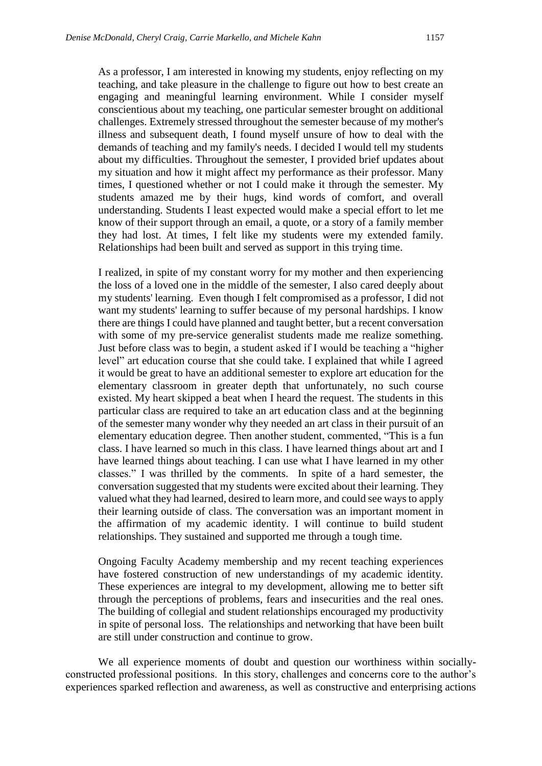> As a professor, I am interested in knowing my students, enjoy reflecting on my teaching, and take pleasure in the challenge to figure out how to best create an engaging and meaningful learning environment. While I consider myself conscientious about my teaching, one particular semester brought on additional challenges. Extremely stressed throughout the semester because of my mother's illness and subsequent death, I found myself unsure of how to deal with the demands of teaching and my family's needs. I decided I would tell my students about my difficulties. Throughout the semester, I provided brief updates about my situation and how it might affect my performance as their professor. Many times, I questioned whether or not I could make it through the semester. My students amazed me by their hugs, kind words of comfort, and overall understanding. Students I least expected would make a special effort to let me know of their support through an email, a quote, or a story of a family member they had lost. At times, I felt like my students were my extended family. Relationships had been built and served as support in this trying time.
>
> I realized, in spite of my constant worry for my mother and then experiencing the loss of a loved one in the middle of the semester, I also cared deeply about my students' learning. Even though I felt compromised as a professor, I did not want my students' learning to suffer because of my personal hardships. I know there are things I could have planned and taught better, but a recent conversation with some of my pre-service generalist students made me realize something. Just before class was to begin, a student asked if I would be teaching a "higher level" art education course that she could take. I explained that while I agreed it would be great to have an additional semester to explore art education for the elementary classroom in greater depth that unfortunately, no such course existed. My heart skipped a beat when I heard the request. The students in this particular class are required to take an art education class and at the beginning of the semester many wonder why they needed an art class in their pursuit of an elementary education degree. Then another student, commented, "This is a fun class. I have learned so much in this class. I have learned things about art and I have learned things about teaching. I can use what I have learned in my other classes." I was thrilled by the comments. In spite of a hard semester, the conversation suggested that my students were excited about their learning. They valued what they had learned, desired to learn more, and could see ways to apply their learning outside of class. The conversation was an important moment in the affirmation of my academic identity. I will continue to build student relationships. They sustained and supported me through a tough time.
>
> Ongoing Faculty Academy membership and my recent teaching experiences have fostered construction of new understandings of my academic identity. These experiences are integral to my development, allowing me to better sift through the perceptions of problems, fears and insecurities and the real ones. The building of collegial and student relationships encouraged my productivity in spite of personal loss. The relationships and networking that have been built are still under construction and continue to grow.

We all experience moments of doubt and question our worthiness within socially-constructed professional positions. In this story, challenges and concerns core to the author's experiences sparked reflection and awareness, as well as constructive and enterprising actions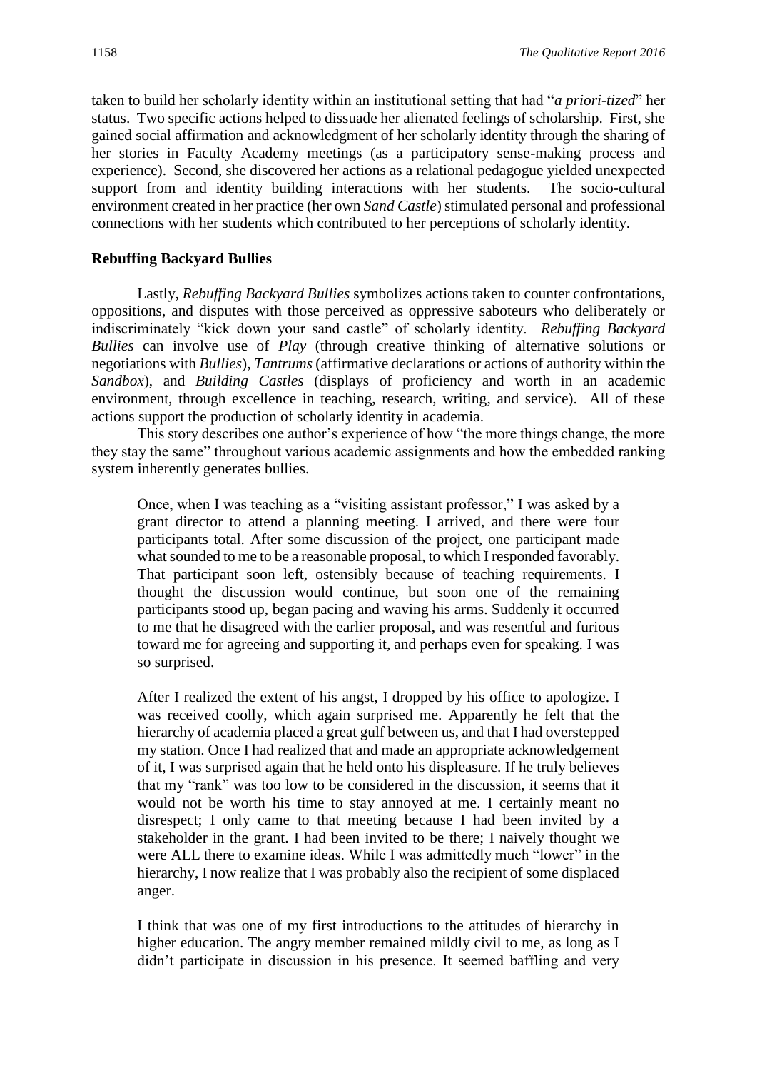taken to build her scholarly identity within an institutional setting that had "*a priori-tized*" her status. Two specific actions helped to dissuade her alienated feelings of scholarship. First, she gained social affirmation and acknowledgment of her scholarly identity through the sharing of her stories in Faculty Academy meetings (as a participatory sense-making process and experience). Second, she discovered her actions as a relational pedagogue yielded unexpected support from and identity building interactions with her students. The socio-cultural environment created in her practice (her own *Sand Castle*) stimulated personal and professional connections with her students which contributed to her perceptions of scholarly identity.

**Rebuffing Backyard Bullies**

Lastly, *Rebuffing Backyard Bullies* symbolizes actions taken to counter confrontations, oppositions, and disputes with those perceived as oppressive saboteurs who deliberately or indiscriminately "kick down your sand castle" of scholarly identity. *Rebuffing Backyard Bullies* can involve use of *Play* (through creative thinking of alternative solutions or negotiations with *Bullies*), *Tantrums* (affirmative declarations or actions of authority within the *Sandbox*), and *Building Castles* (displays of proficiency and worth in an academic environment, through excellence in teaching, research, writing, and service). All of these actions support the production of scholarly identity in academia.

This story describes one author's experience of how "the more things change, the more they stay the same" throughout various academic assignments and how the embedded ranking system inherently generates bullies.

> Once, when I was teaching as a "visiting assistant professor," I was asked by a grant director to attend a planning meeting. I arrived, and there were four participants total. After some discussion of the project, one participant made what sounded to me to be a reasonable proposal, to which I responded favorably. That participant soon left, ostensibly because of teaching requirements. I thought the discussion would continue, but soon one of the remaining participants stood up, began pacing and waving his arms. Suddenly it occurred to me that he disagreed with the earlier proposal, and was resentful and furious toward me for agreeing and supporting it, and perhaps even for speaking. I was so surprised.
>
> After I realized the extent of his angst, I dropped by his office to apologize. I was received coolly, which again surprised me. Apparently he felt that the hierarchy of academia placed a great gulf between us, and that I had overstepped my station. Once I had realized that and made an appropriate acknowledgement of it, I was surprised again that he held onto his displeasure. If he truly believes that my "rank" was too low to be considered in the discussion, it seems that it would not be worth his time to stay annoyed at me. I certainly meant no disrespect; I only came to that meeting because I had been invited by a stakeholder in the grant. I had been invited to be there; I naively thought we were ALL there to examine ideas. While I was admittedly much "lower" in the hierarchy, I now realize that I was probably also the recipient of some displaced anger.
>
> I think that was one of my first introductions to the attitudes of hierarchy in higher education. The angry member remained mildly civil to me, as long as I didn't participate in discussion in his presence. It seemed baffling and very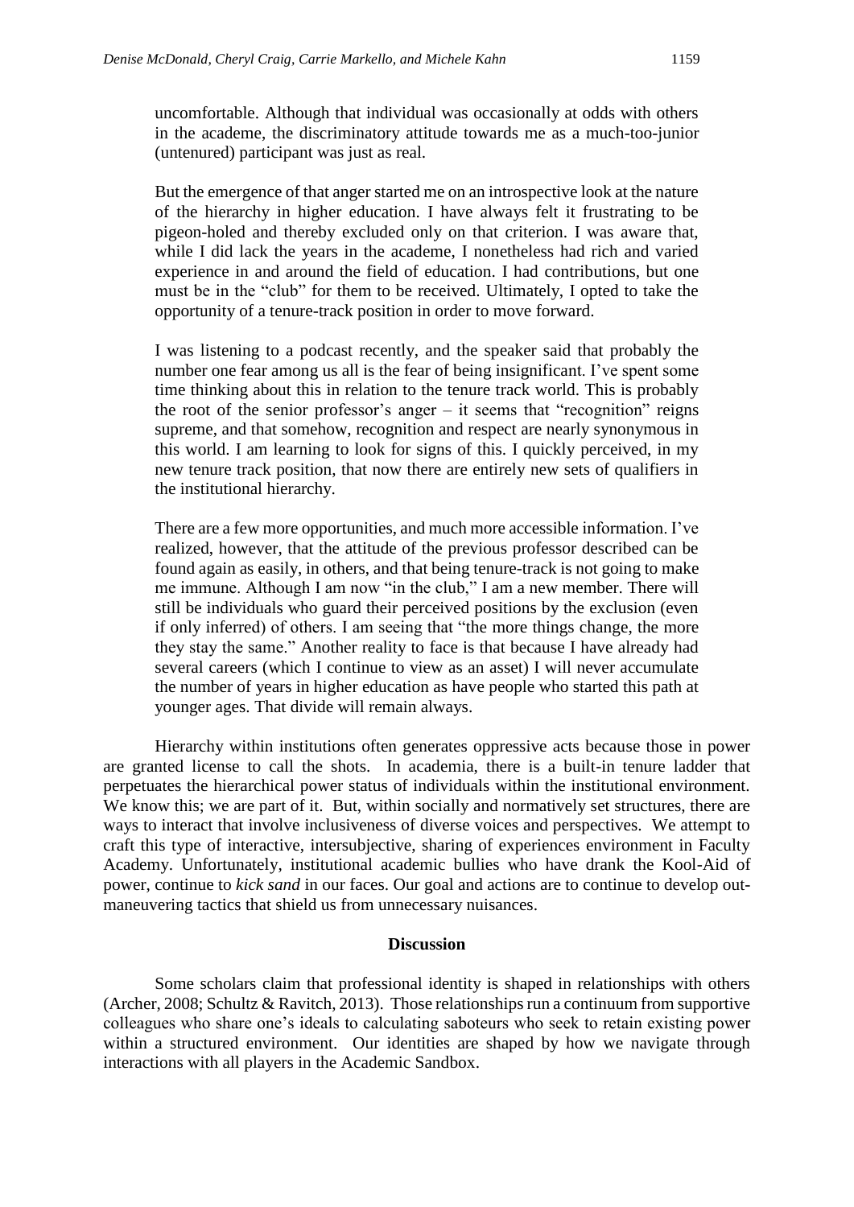uncomfortable. Although that individual was occasionally at odds with others in the academe, the discriminatory attitude towards me as a much-too-junior (untenured) participant was just as real.

But the emergence of that anger started me on an introspective look at the nature of the hierarchy in higher education. I have always felt it frustrating to be pigeon-holed and thereby excluded only on that criterion. I was aware that, while I did lack the years in the academe, I nonetheless had rich and varied experience in and around the field of education. I had contributions, but one must be in the "club" for them to be received. Ultimately, I opted to take the opportunity of a tenure-track position in order to move forward.

I was listening to a podcast recently, and the speaker said that probably the number one fear among us all is the fear of being insignificant. I've spent some time thinking about this in relation to the tenure track world. This is probably the root of the senior professor's anger – it seems that "recognition" reigns supreme, and that somehow, recognition and respect are nearly synonymous in this world. I am learning to look for signs of this. I quickly perceived, in my new tenure track position, that now there are entirely new sets of qualifiers in the institutional hierarchy.

There are a few more opportunities, and much more accessible information. I've realized, however, that the attitude of the previous professor described can be found again as easily, in others, and that being tenure-track is not going to make me immune. Although I am now "in the club," I am a new member. There will still be individuals who guard their perceived positions by the exclusion (even if only inferred) of others. I am seeing that "the more things change, the more they stay the same." Another reality to face is that because I have already had several careers (which I continue to view as an asset) I will never accumulate the number of years in higher education as have people who started this path at younger ages. That divide will remain always.

Hierarchy within institutions often generates oppressive acts because those in power are granted license to call the shots. In academia, there is a built-in tenure ladder that perpetuates the hierarchical power status of individuals within the institutional environment. We know this; we are part of it. But, within socially and normatively set structures, there are ways to interact that involve inclusiveness of diverse voices and perspectives. We attempt to craft this type of interactive, intersubjective, sharing of experiences environment in Faculty Academy. Unfortunately, institutional academic bullies who have drank the Kool-Aid of power, continue to *kick sand* in our faces. Our goal and actions are to continue to develop out-maneuvering tactics that shield us from unnecessary nuisances.

## Discussion

Some scholars claim that professional identity is shaped in relationships with others (Archer, 2008; Schultz & Ravitch, 2013). Those relationships run a continuum from supportive colleagues who share one's ideals to calculating saboteurs who seek to retain existing power within a structured environment. Our identities are shaped by how we navigate through interactions with all players in the Academic Sandbox.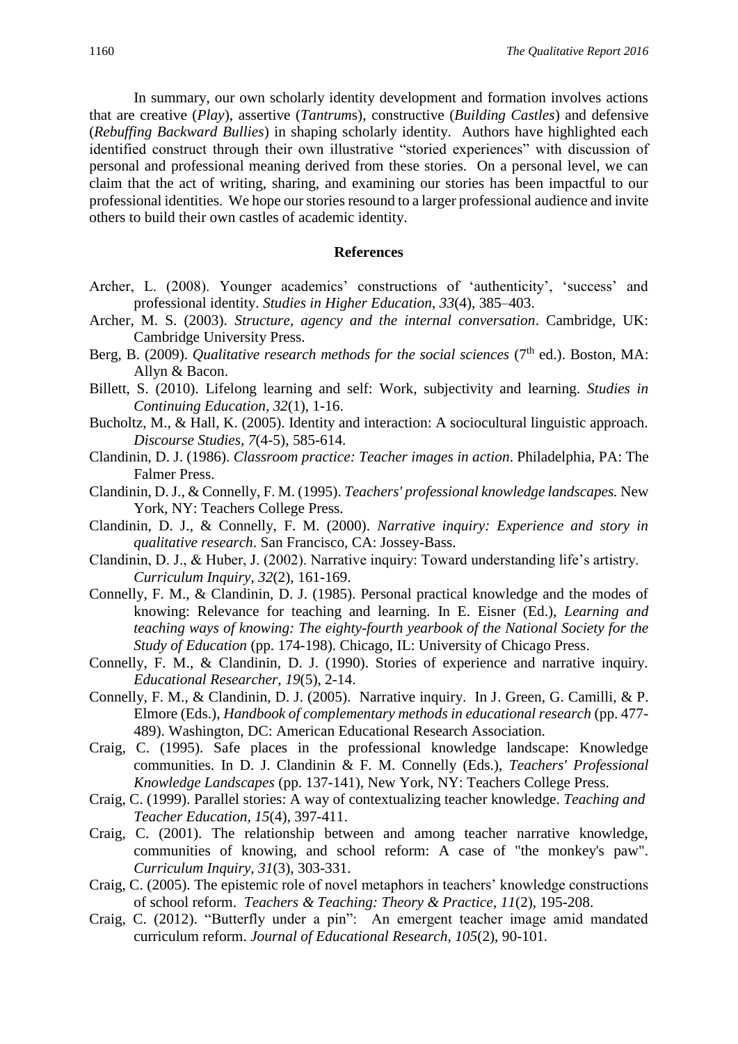In summary, our own scholarly identity development and formation involves actions that are creative (*Play*), assertive (*Tantrum*s), constructive (*Building Castles*) and defensive (*Rebuffing Backward Bullies*) in shaping scholarly identity. Authors have highlighted each identified construct through their own illustrative "storied experiences" with discussion of personal and professional meaning derived from these stories. On a personal level, we can claim that the act of writing, sharing, and examining our stories has been impactful to our professional identities. We hope our stories resound to a larger professional audience and invite others to build their own castles of academic identity.

## References

Archer, L. (2008). Younger academics' constructions of 'authenticity', 'success' and professional identity. *Studies in Higher Education*, *33*(4), 385–403.

Archer, M. S. (2003). *Structure, agency and the internal conversation*. Cambridge, UK: Cambridge University Press.

Berg, B. (2009). *Qualitative research methods for the social sciences* (7th ed.). Boston, MA: Allyn & Bacon.

Billett, S. (2010). Lifelong learning and self: Work, subjectivity and learning. *Studies in Continuing Education, 32*(1), 1-16.

Bucholtz, M., & Hall, K. (2005). Identity and interaction: A sociocultural linguistic approach. *Discourse Studies, 7*(4-5), 585-614.

Clandinin, D. J. (1986). *Classroom practice: Teacher images in action*. Philadelphia, PA: The Falmer Press.

Clandinin, D. J., & Connelly, F. M. (1995). *Teachers' professional knowledge landscapes.* New York, NY: Teachers College Press.

Clandinin, D. J., & Connelly, F. M. (2000). *Narrative inquiry: Experience and story in qualitative research*. San Francisco, CA: Jossey-Bass.

Clandinin, D. J., & Huber, J. (2002). Narrative inquiry: Toward understanding life's artistry. *Curriculum Inquiry*, *32*(2), 161-169.

Connelly, F. M., & Clandinin, D. J. (1985). Personal practical knowledge and the modes of knowing: Relevance for teaching and learning. In E. Eisner (Ed.), *Learning and teaching ways of knowing: The eighty-fourth yearbook of the National Society for the Study of Education* (pp. 174-198). Chicago, IL: University of Chicago Press.

Connelly, F. M., & Clandinin, D. J. (1990). Stories of experience and narrative inquiry. *Educational Researcher*, *19*(5), 2-14.

Connelly, F. M., & Clandinin, D. J. (2005). Narrative inquiry. In J. Green, G. Camilli, & P. Elmore (Eds.), *Handbook of complementary methods in educational research* (pp. 477-489). Washington, DC: American Educational Research Association.

Craig, C. (1995). Safe places in the professional knowledge landscape: Knowledge communities. In D. J. Clandinin & F. M. Connelly (Eds.), *Teachers' Professional Knowledge Landscapes* (pp. 137-141), New York, NY: Teachers College Press.

Craig, C. (1999). Parallel stories: A way of contextualizing teacher knowledge. *Teaching and Teacher Education*, *15*(4), 397-411.

Craig, C. (2001). The relationship between and among teacher narrative knowledge, communities of knowing, and school reform: A case of "the monkey's paw". *Curriculum Inquiry*, *31*(3), 303-331.

Craig, C. (2005). The epistemic role of novel metaphors in teachers' knowledge constructions of school reform. *Teachers & Teaching: Theory & Practice*, *11*(2), 195-208.

Craig, C. (2012). "Butterfly under a pin": An emergent teacher image amid mandated curriculum reform. *Journal of Educational Research*, *105*(2), 90-101.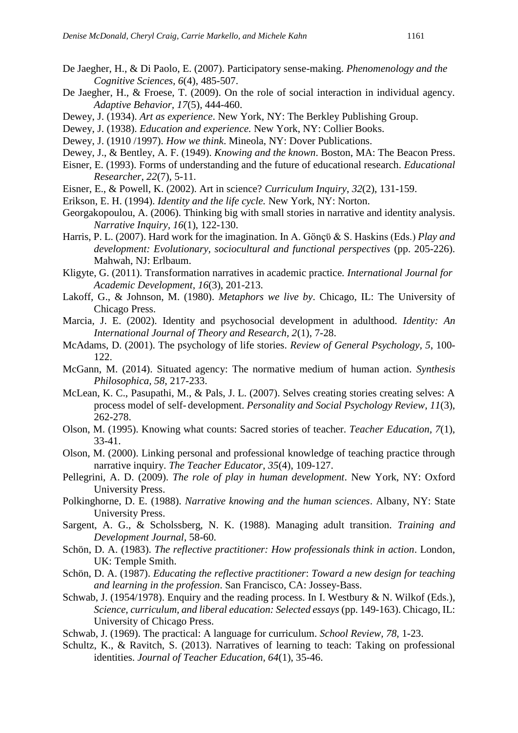De Jaegher, H., & Di Paolo, E. (2007). Participatory sense-making. *Phenomenology and the Cognitive Sciences*, *6*(4), 485-507.

De Jaegher, H., & Froese, T. (2009). On the role of social interaction in individual agency. *Adaptive Behavior*, *17*(5), 444-460.

Dewey, J. (1934). *Art as experience*. New York, NY: The Berkley Publishing Group.

Dewey, J. (1938). *Education and experience.* New York, NY: Collier Books.

Dewey, J. (1910 /1997). *How we think*. Mineola, NY: Dover Publications.

Dewey, J., & Bentley, A. F. (1949). *Knowing and the known*. Boston, MA: The Beacon Press.

Eisner, E. (1993). Forms of understanding and the future of educational research. *Educational Researcher*, *22*(7), 5-11.

Eisner, E., & Powell, K. (2002). Art in science? *Curriculum Inquiry*, *32*(2), 131-159.

Erikson, E. H. (1994). *Identity and the life cycle.* New York, NY: Norton.

Georgakopoulou, A. (2006). Thinking big with small stories in narrative and identity analysis. *Narrative Inquiry, 16*(1), 122-130.

Harris, P. L. (2007). Hard work for the imagination. In A. Gönçü & S. Haskins (Eds.) *Play and development: Evolutionary, sociocultural and functional perspectives* (pp. 205-226). Mahwah, NJ: Erlbaum.

Kligyte, G. (2011). Transformation narratives in academic practice. *International Journal for Academic Development*, *16*(3), 201-213.

Lakoff, G., & Johnson, M. (1980). *Metaphors we live by*. Chicago, IL: The University of Chicago Press.

Marcia, J. E. (2002). Identity and psychosocial development in adulthood. *Identity: An International Journal of Theory and Research, 2*(1), 7-28.

McAdams, D. (2001). The psychology of life stories. *Review of General Psychology, 5*, 100-122.

McGann, M. (2014). Situated agency: The normative medium of human action. *Synthesis Philosophica*, *58*, 217-233.

McLean, K. C., Pasupathi, M., & Pals, J. L. (2007). Selves creating stories creating selves: A process model of self- development. *Personality and Social Psychology Review*, *11*(3), 262-278.

Olson, M. (1995). Knowing what counts: Sacred stories of teacher. *Teacher Education, 7*(1), 33-41.

Olson, M. (2000). Linking personal and professional knowledge of teaching practice through narrative inquiry. *The Teacher Educator*, *35*(4), 109-127.

Pellegrini, A. D. (2009). *The role of play in human development*. New York, NY: Oxford University Press.

Polkinghorne, D. E. (1988). *Narrative knowing and the human sciences*. Albany, NY: State University Press.

Sargent, A. G., & Scholssberg, N. K. (1988). Managing adult transition. *Training and Development Journal*, 58-60.

Schön, D. A. (1983). *The reflective practitioner: How professionals think in action*. London, UK: Temple Smith.

Schön, D. A. (1987). *Educating the reflective practitioner*: *Toward a new design for teaching and learning in the profession*. San Francisco, CA: Jossey-Bass.

Schwab, J. (1954/1978). Enquiry and the reading process. In I. Westbury & N. Wilkof (Eds.), *Science, curriculum, and liberal education: Selected essays* (pp. 149-163). Chicago, IL: University of Chicago Press.

Schwab, J. (1969). The practical: A language for curriculum. *School Review, 78,* 1-23.

Schultz, K., & Ravitch, S. (2013). Narratives of learning to teach: Taking on professional identities. *Journal of Teacher Education, 64*(1), 35-46.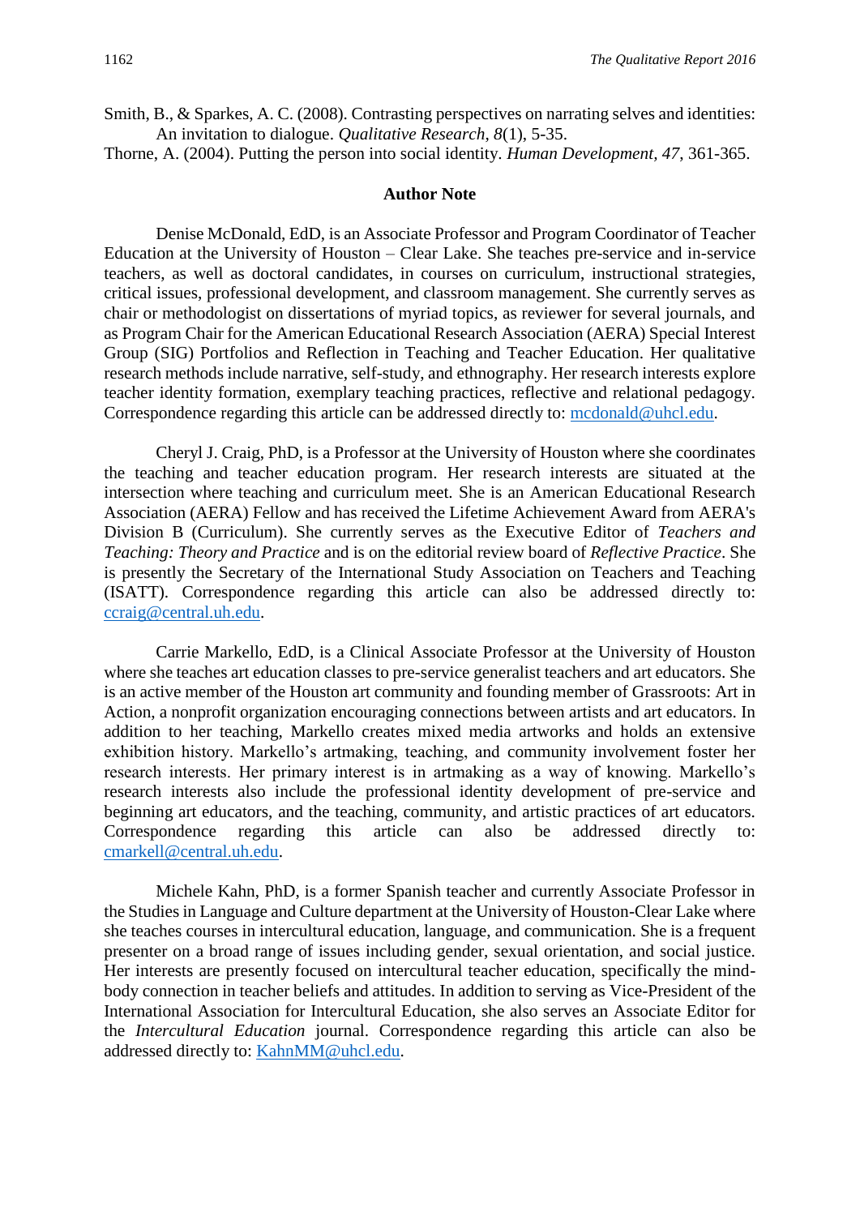Smith, B., & Sparkes, A. C. (2008). Contrasting perspectives on narrating selves and identities: An invitation to dialogue. *Qualitative Research*, *8*(1), 5-35.

Thorne, A. (2004). Putting the person into social identity. *Human Development, 47*, 361-365.

## Author Note

Denise McDonald, EdD, is an Associate Professor and Program Coordinator of Teacher Education at the University of Houston – Clear Lake. She teaches pre-service and in-service teachers, as well as doctoral candidates, in courses on curriculum, instructional strategies, critical issues, professional development, and classroom management. She currently serves as chair or methodologist on dissertations of myriad topics, as reviewer for several journals, and as Program Chair for the American Educational Research Association (AERA) Special Interest Group (SIG) Portfolios and Reflection in Teaching and Teacher Education. Her qualitative research methods include narrative, self-study, and ethnography. Her research interests explore teacher identity formation, exemplary teaching practices, reflective and relational pedagogy. Correspondence regarding this article can be addressed directly to: mcdonald@uhcl.edu.

Cheryl J. Craig, PhD, is a Professor at the University of Houston where she coordinates the teaching and teacher education program. Her research interests are situated at the intersection where teaching and curriculum meet. She is an American Educational Research Association (AERA) Fellow and has received the Lifetime Achievement Award from AERA's Division B (Curriculum). She currently serves as the Executive Editor of *Teachers and Teaching: Theory and Practice* and is on the editorial review board of *Reflective Practice*. She is presently the Secretary of the International Study Association on Teachers and Teaching (ISATT). Correspondence regarding this article can also be addressed directly to: ccraig@central.uh.edu.

Carrie Markello, EdD, is a Clinical Associate Professor at the University of Houston where she teaches art education classes to pre-service generalist teachers and art educators. She is an active member of the Houston art community and founding member of Grassroots: Art in Action, a nonprofit organization encouraging connections between artists and art educators. In addition to her teaching, Markello creates mixed media artworks and holds an extensive exhibition history. Markello's artmaking, teaching, and community involvement foster her research interests. Her primary interest is in artmaking as a way of knowing. Markello's research interests also include the professional identity development of pre-service and beginning art educators, and the teaching, community, and artistic practices of art educators. Correspondence regarding this article can also be addressed directly to: cmarkell@central.uh.edu.

Michele Kahn, PhD, is a former Spanish teacher and currently Associate Professor in the Studies in Language and Culture department at the University of Houston-Clear Lake where she teaches courses in intercultural education, language, and communication. She is a frequent presenter on a broad range of issues including gender, sexual orientation, and social justice. Her interests are presently focused on intercultural teacher education, specifically the mind-body connection in teacher beliefs and attitudes. In addition to serving as Vice-President of the International Association for Intercultural Education, she also serves an Associate Editor for the *Intercultural Education* journal. Correspondence regarding this article can also be addressed directly to: KahnMM@uhcl.edu.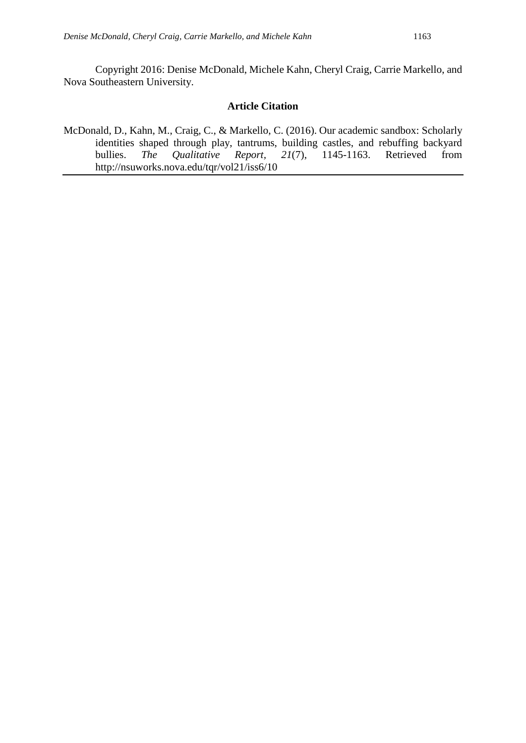Copyright 2016: Denise McDonald, Michele Kahn, Cheryl Craig, Carrie Markello, and Nova Southeastern University.

### Article Citation

McDonald, D., Kahn, M., Craig, C., & Markello, C. (2016). Our academic sandbox: Scholarly identities shaped through play, tantrums, building castles, and rebuffing backyard bullies. *The Qualitative Report*, *21*(7), 1145-1163. Retrieved from http://nsuworks.nova.edu/tqr/vol21/iss6/10